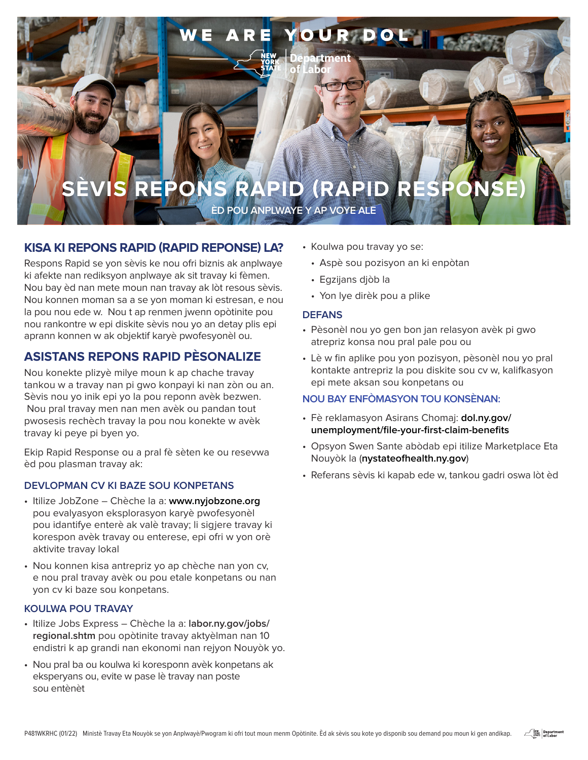WE ARE YOUR DOL

New York State Department of Labor

# SÈVIS REPONS RAPID (RAPID RESPONSE)

ÈD POU ANPLWAYE Y AP VOYE ALE

## KISA KI REPONS RAPID (RAPID REPONSE) LA?

Respons Rapid se yon sèvis ke nou ofri biznis ak anplwaye ki afekte nan rediksyon anplwaye ak sit travay ki fèmen. Nou bay èd nan mete moun nan travay ak lòt resous sèvis. Nou konnen moman sa a se yon moman ki estresan, e nou la pou nou ede w. Nou t ap renmen jwenn opòtinite pou nou rankontre w epi diskite sèvis nou yo an detay plis epi aprann konnen w ak objektif karyè pwofesyonèl ou.

## ASISTANS REPONS RAPID PÈSONALIZE

Nou konekte plizyè milye moun k ap chache travay tankou w a travay nan pi gwo konpayi ki nan zòn ou an. Sèvis nou yo inik epi yo la pou reponn avèk bezwen. Nou pral travay men nan men avèk ou pandan tout pwosesis rechèch travay la pou nou konekte w avèk travay ki peye pi byen yo.

Ekip Rapid Response ou a pral fè sèten ke ou resevwa èd pou plasman travay ak:

### DEVLOPMAN CV KI BAZE SOU KONPETANS

- Itilize JobZone – Chèche la a: **www.nyjobzone.org** pou evalyasyon eksplorasyon karyè pwofesyonèl pou idantifye enterè ak valè travay; li sigjere travay ki korespon avèk travay ou enterese, epi ofri w yon orè aktivite travay lokal
- Nou konnen kisa antrepriz yo ap chèche nan yon cv, e nou pral travay avèk ou pou etale konpetans ou nan yon cv ki baze sou konpetans.

### KOULWA POU TRAVAY

- Itilize Jobs Express – Chèche la a: **labor.ny.gov/jobs/regional.shtm** pou opòtinite travay aktyèlman nan 10 endistri k ap grandi nan ekonomi nan rejyon Nouyòk yo.
- Nou pral ba ou koulwa ki koresponn avèk konpetans ak eksperyans ou, evite w pase lè travay nan poste sou entènèt
- Koulwa pou travay yo se:
  - Aspè sou pozisyon an ki enpòtan
  - Egzijans djòb la
  - Yon lye dirèk pou a plike

### DEFANS

- Pèsonèl nou yo gen bon jan relasyon avèk pi gwo atrepriz konsa nou pral pale pou ou
- Lè w fin aplike pou yon pozisyon, pèsonèl nou yo pral kontakte antrepriz la pou diskite sou cv w, kalifkasyon epi mete aksan sou konpetans ou

### NOU BAY ENFÒMASYON TOU KONSÈNAN:

- Fè reklamasyon Asirans Chomaj: **dol.ny.gov/unemployment/file-your-first-claim-benefits**
- Opsyon Swen Sante abòdab epi itilize Marketplace Eta Nouyòk la (**nystateofhealth.ny.gov**)
- Referans sèvis ki kapab ede w, tankou gadri oswa lòt èd

P481WKRHC (01/22) Ministè Travay Eta Nouyòk se yon Anplwayè/Pwogram ki ofri tout moun menm Opòtinite. Èd ak sèvis sou kote yo disponib sou demand pou moun ki gen andikap.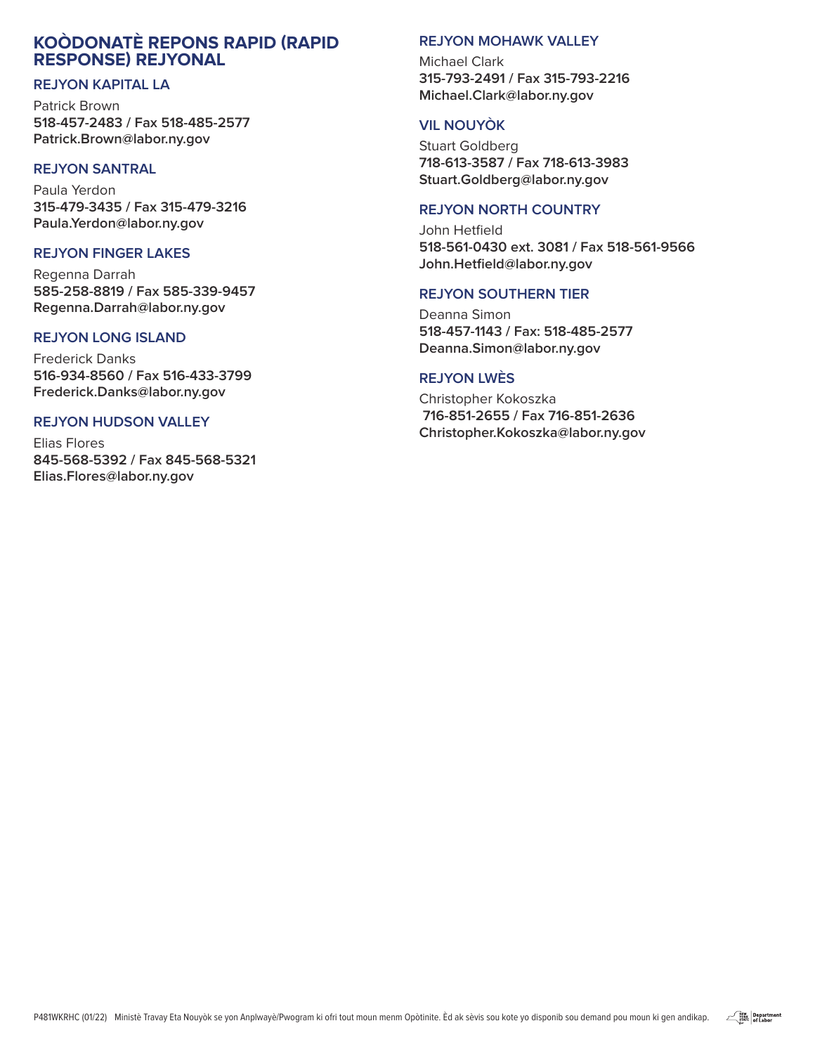# KOÒDONATÈ REPONS RAPID (RAPID RESPONSE) REJYONAL

## REJYON KAPITAL LA

Patrick Brown
**518-457-2483 / Fax 518-485-2577**
**Patrick.Brown@labor.ny.gov**

## REJYON SANTRAL

Paula Yerdon
**315-479-3435 / Fax 315-479-3216**
**Paula.Yerdon@labor.ny.gov**

## REJYON FINGER LAKES

Regenna Darrah
**585-258-8819 / Fax 585-339-9457**
**Regenna.Darrah@labor.ny.gov**

## REJYON LONG ISLAND

Frederick Danks
**516-934-8560 / Fax 516-433-3799**
**Frederick.Danks@labor.ny.gov**

## REJYON HUDSON VALLEY

Elias Flores
**845-568-5392 / Fax 845-568-5321**
**Elias.Flores@labor.ny.gov**

## REJYON MOHAWK VALLEY

Michael Clark
**315-793-2491 / Fax 315-793-2216**
**Michael.Clark@labor.ny.gov**

## VIL NOUYÒK

Stuart Goldberg
**718-613-3587 / Fax 718-613-3983**
**Stuart.Goldberg@labor.ny.gov**

## REJYON NORTH COUNTRY

John Hetfield
**518-561-0430 ext. 3081 / Fax 518-561-9566**
**John.Hetfield@labor.ny.gov**

## REJYON SOUTHERN TIER

Deanna Simon
**518-457-1143 / Fax: 518-485-2577**
**Deanna.Simon@labor.ny.gov**

## REJYON LWÈS

Christopher Kokoszka
**716-851-2655 / Fax 716-851-2636**
**Christopher.Kokoszka@labor.ny.gov**

P481WKRHC (01/22) Ministè Travay Eta Nouyòk se yon Anplwayè/Pwogram ki ofri tout moun menm Opòtinite. Èd ak sèvis sou kote yo disponib sou demand pou moun ki gen andikap.